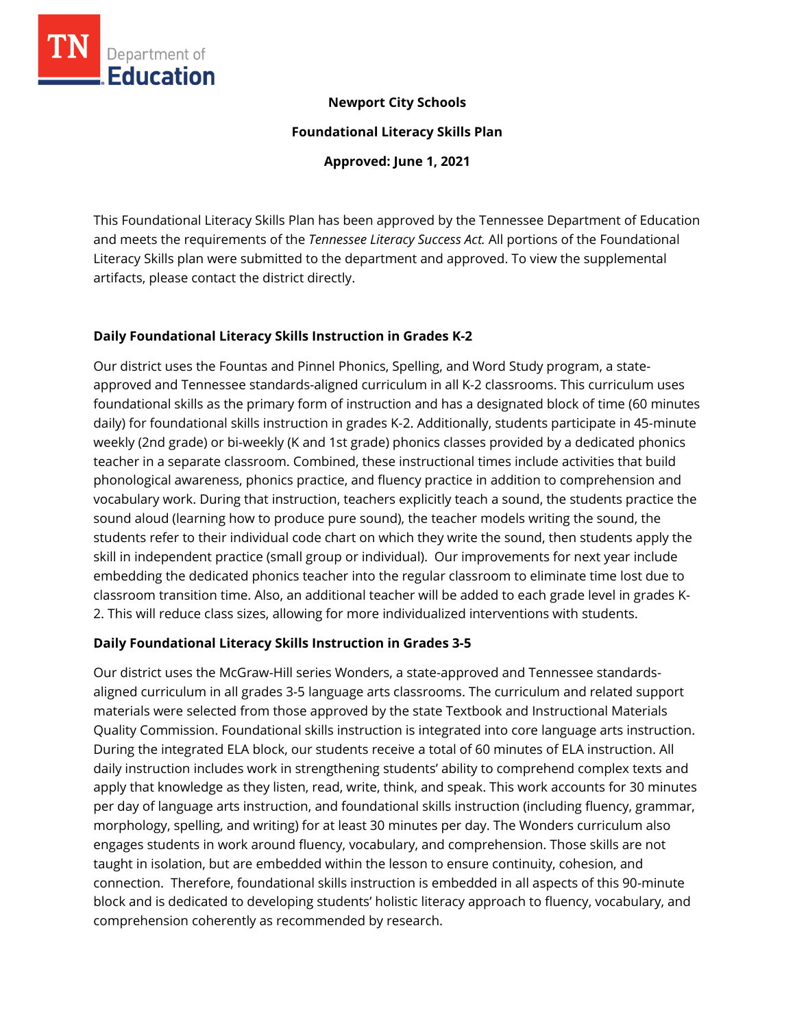**Newport City Schools**

**Foundational Literacy Skills Plan**

**Approved: June 1, 2021**

This Foundational Literacy Skills Plan has been approved by the Tennessee Department of Education and meets the requirements of the *Tennessee Literacy Success Act.* All portions of the Foundational Literacy Skills plan were submitted to the department and approved. To view the supplemental artifacts, please contact the district directly.

## Daily Foundational Literacy Skills Instruction in Grades K-2

Our district uses the Fountas and Pinnel Phonics, Spelling, and Word Study program, a state-approved and Tennessee standards-aligned curriculum in all K-2 classrooms. This curriculum uses foundational skills as the primary form of instruction and has a designated block of time (60 minutes daily) for foundational skills instruction in grades K-2. Additionally, students participate in 45-minute weekly (2nd grade) or bi-weekly (K and 1st grade) phonics classes provided by a dedicated phonics teacher in a separate classroom. Combined, these instructional times include activities that build phonological awareness, phonics practice, and fluency practice in addition to comprehension and vocabulary work. During that instruction, teachers explicitly teach a sound, the students practice the sound aloud (learning how to produce pure sound), the teacher models writing the sound, the students refer to their individual code chart on which they write the sound, then students apply the skill in independent practice (small group or individual). Our improvements for next year include embedding the dedicated phonics teacher into the regular classroom to eliminate time lost due to classroom transition time. Also, an additional teacher will be added to each grade level in grades K-2. This will reduce class sizes, allowing for more individualized interventions with students.

## Daily Foundational Literacy Skills Instruction in Grades 3-5

Our district uses the McGraw-Hill series Wonders, a state-approved and Tennessee standards-aligned curriculum in all grades 3-5 language arts classrooms. The curriculum and related support materials were selected from those approved by the state Textbook and Instructional Materials Quality Commission. Foundational skills instruction is integrated into core language arts instruction. During the integrated ELA block, our students receive a total of 60 minutes of ELA instruction. All daily instruction includes work in strengthening students' ability to comprehend complex texts and apply that knowledge as they listen, read, write, think, and speak. This work accounts for 30 minutes per day of language arts instruction, and foundational skills instruction (including fluency, grammar, morphology, spelling, and writing) for at least 30 minutes per day. The Wonders curriculum also engages students in work around fluency, vocabulary, and comprehension. Those skills are not taught in isolation, but are embedded within the lesson to ensure continuity, cohesion, and connection. Therefore, foundational skills instruction is embedded in all aspects of this 90-minute block and is dedicated to developing students' holistic literacy approach to fluency, vocabulary, and comprehension coherently as recommended by research.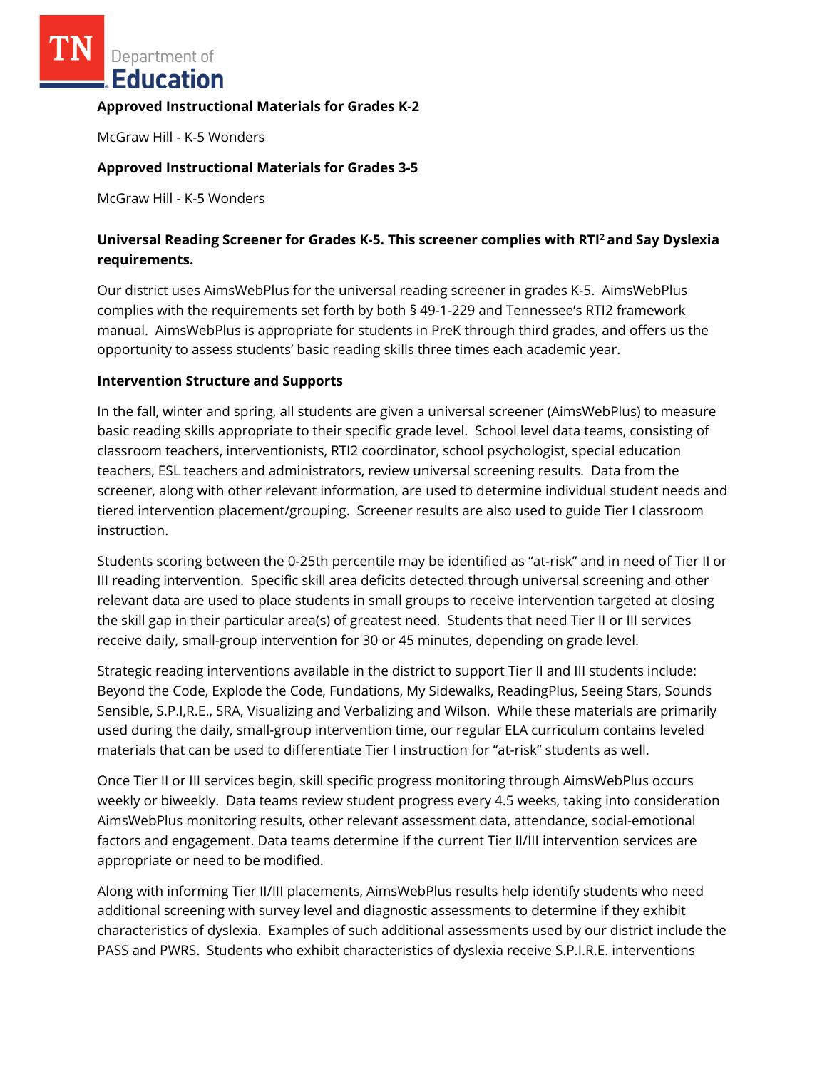**Approved Instructional Materials for Grades K-2**

McGraw Hill - K-5 Wonders

**Approved Instructional Materials for Grades 3-5**

McGraw Hill - K-5 Wonders

**Universal Reading Screener for Grades K-5. This screener complies with RTI[2] and Say Dyslexia requirements.**

Our district uses AimsWebPlus for the universal reading screener in grades K-5. AimsWebPlus complies with the requirements set forth by both § 49-1-229 and Tennessee's RTI2 framework manual. AimsWebPlus is appropriate for students in PreK through third grades, and offers us the opportunity to assess students' basic reading skills three times each academic year.

**Intervention Structure and Supports**

In the fall, winter and spring, all students are given a universal screener (AimsWebPlus) to measure basic reading skills appropriate to their specific grade level. School level data teams, consisting of classroom teachers, interventionists, RTI2 coordinator, school psychologist, special education teachers, ESL teachers and administrators, review universal screening results. Data from the screener, along with other relevant information, are used to determine individual student needs and tiered intervention placement/grouping. Screener results are also used to guide Tier I classroom instruction.

Students scoring between the 0-25th percentile may be identified as "at-risk" and in need of Tier II or III reading intervention. Specific skill area deficits detected through universal screening and other relevant data are used to place students in small groups to receive intervention targeted at closing the skill gap in their particular area(s) of greatest need. Students that need Tier II or III services receive daily, small-group intervention for 30 or 45 minutes, depending on grade level.

Strategic reading interventions available in the district to support Tier II and III students include: Beyond the Code, Explode the Code, Fundations, My Sidewalks, ReadingPlus, Seeing Stars, Sounds Sensible, S.P.I,R.E., SRA, Visualizing and Verbalizing and Wilson. While these materials are primarily used during the daily, small-group intervention time, our regular ELA curriculum contains leveled materials that can be used to differentiate Tier I instruction for "at-risk" students as well.

Once Tier II or III services begin, skill specific progress monitoring through AimsWebPlus occurs weekly or biweekly. Data teams review student progress every 4.5 weeks, taking into consideration AimsWebPlus monitoring results, other relevant assessment data, attendance, social-emotional factors and engagement. Data teams determine if the current Tier II/III intervention services are appropriate or need to be modified.

Along with informing Tier II/III placements, AimsWebPlus results help identify students who need additional screening with survey level and diagnostic assessments to determine if they exhibit characteristics of dyslexia. Examples of such additional assessments used by our district include the PASS and PWRS. Students who exhibit characteristics of dyslexia receive S.P.I.R.E. interventions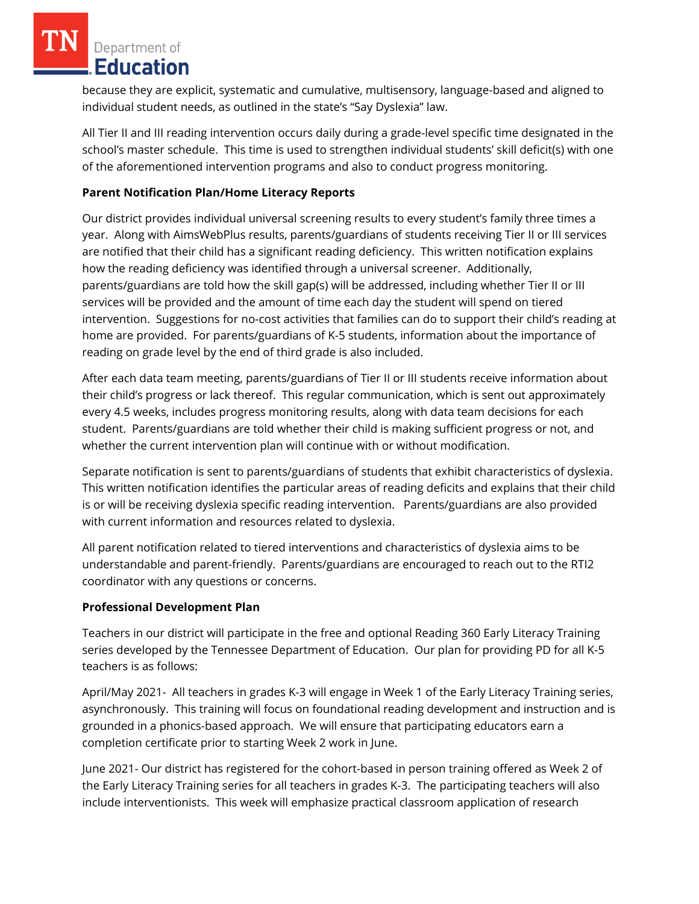because they are explicit, systematic and cumulative, multisensory, language-based and aligned to individual student needs, as outlined in the state's "Say Dyslexia" law.

All Tier II and III reading intervention occurs daily during a grade-level specific time designated in the school's master schedule. This time is used to strengthen individual students' skill deficit(s) with one of the aforementioned intervention programs and also to conduct progress monitoring.

**Parent Notification Plan/Home Literacy Reports**

Our district provides individual universal screening results to every student's family three times a year. Along with AimsWebPlus results, parents/guardians of students receiving Tier II or III services are notified that their child has a significant reading deficiency. This written notification explains how the reading deficiency was identified through a universal screener. Additionally, parents/guardians are told how the skill gap(s) will be addressed, including whether Tier II or III services will be provided and the amount of time each day the student will spend on tiered intervention. Suggestions for no-cost activities that families can do to support their child's reading at home are provided. For parents/guardians of K-5 students, information about the importance of reading on grade level by the end of third grade is also included.

After each data team meeting, parents/guardians of Tier II or III students receive information about their child's progress or lack thereof. This regular communication, which is sent out approximately every 4.5 weeks, includes progress monitoring results, along with data team decisions for each student. Parents/guardians are told whether their child is making sufficient progress or not, and whether the current intervention plan will continue with or without modification.

Separate notification is sent to parents/guardians of students that exhibit characteristics of dyslexia. This written notification identifies the particular areas of reading deficits and explains that their child is or will be receiving dyslexia specific reading intervention. Parents/guardians are also provided with current information and resources related to dyslexia.

All parent notification related to tiered interventions and characteristics of dyslexia aims to be understandable and parent-friendly. Parents/guardians are encouraged to reach out to the RTI2 coordinator with any questions or concerns.

**Professional Development Plan**

Teachers in our district will participate in the free and optional Reading 360 Early Literacy Training series developed by the Tennessee Department of Education. Our plan for providing PD for all K-5 teachers is as follows:

April/May 2021- All teachers in grades K-3 will engage in Week 1 of the Early Literacy Training series, asynchronously. This training will focus on foundational reading development and instruction and is grounded in a phonics-based approach. We will ensure that participating educators earn a completion certificate prior to starting Week 2 work in June.

June 2021- Our district has registered for the cohort-based in person training offered as Week 2 of the Early Literacy Training series for all teachers in grades K-3. The participating teachers will also include interventionists. This week will emphasize practical classroom application of research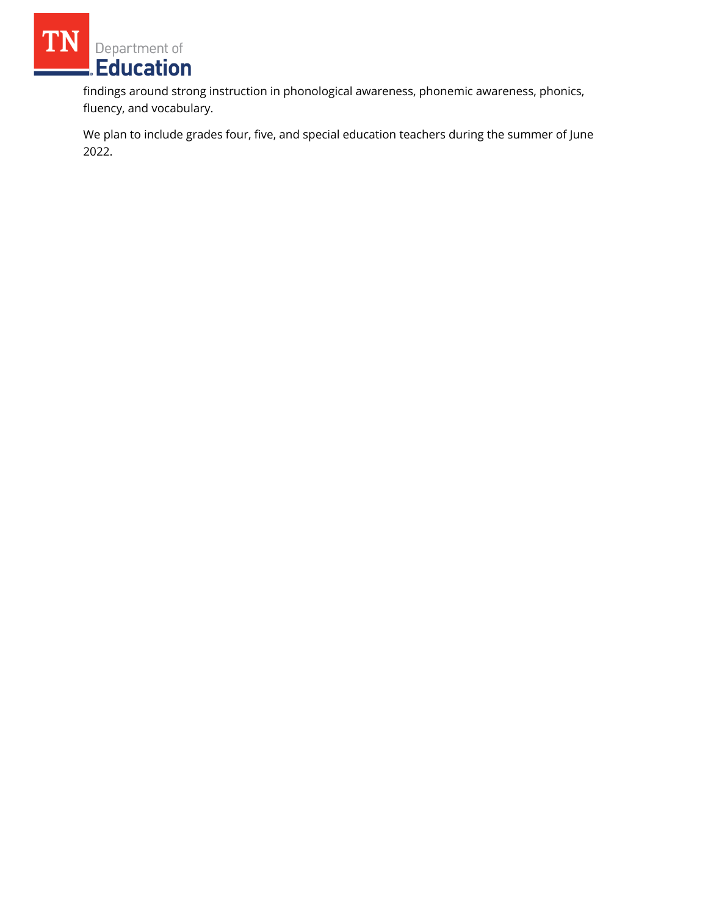findings around strong instruction in phonological awareness, phonemic awareness, phonics, fluency, and vocabulary.

We plan to include grades four, five, and special education teachers during the summer of June 2022.